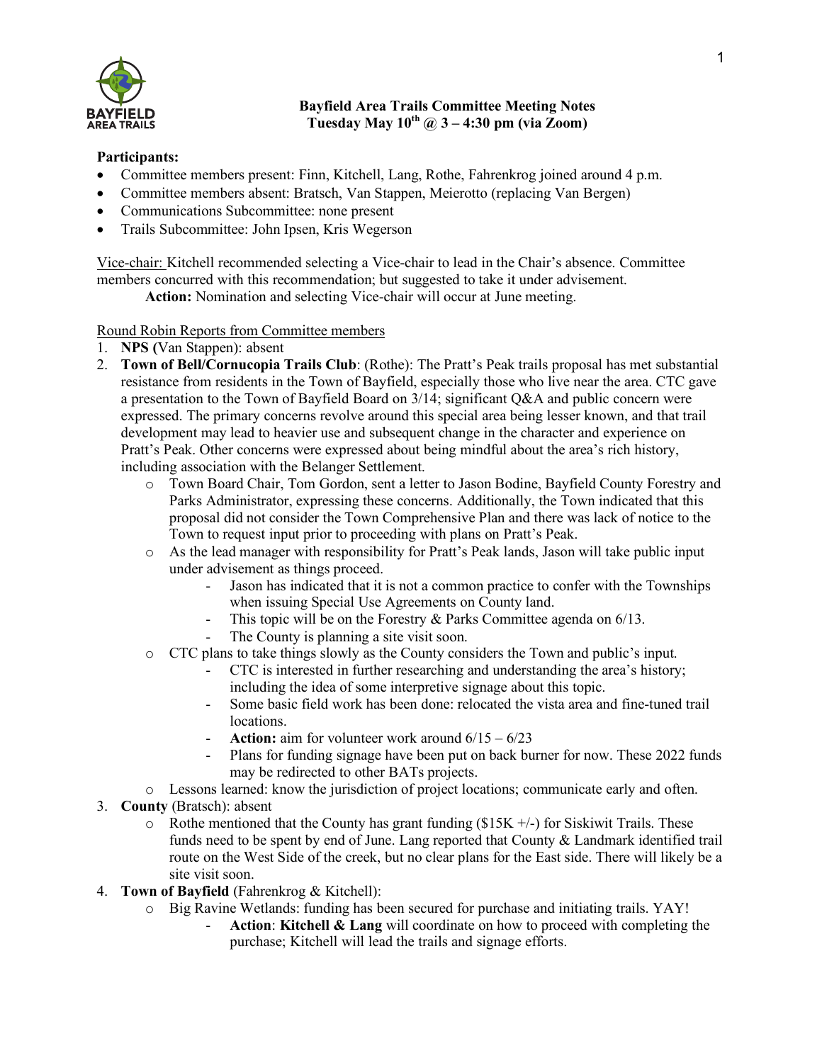# Bayfield Area Trails Committee Meeting Notes
**Tuesday May 10th @ 3 – 4:30 pm (via Zoom)**

**Participants:**

- Committee members present: Finn, Kitchell, Lang, Rothe, Fahrenkrog joined around 4 p.m.
- Committee members absent: Bratsch, Van Stappen, Meierotto (replacing Van Bergen)
- Communications Subcommittee: none present
- Trails Subcommittee: John Ipsen, Kris Wegerson

Vice-chair: Kitchell recommended selecting a Vice-chair to lead in the Chair's absence. Committee members concurred with this recommendation; but suggested to take it under advisement.
   **Action:** Nomination and selecting Vice-chair will occur at June meeting.

Round Robin Reports from Committee members

1. **NPS (**Van Stappen): absent
2. **Town of Bell/Cornucopia Trails Club**: (Rothe): The Pratt's Peak trails proposal has met substantial resistance from residents in the Town of Bayfield, especially those who live near the area. CTC gave a presentation to the Town of Bayfield Board on 3/14; significant Q&A and public concern were expressed. The primary concerns revolve around this special area being lesser known, and that trail development may lead to heavier use and subsequent change in the character and experience on Pratt's Peak. Other concerns were expressed about being mindful about the area's rich history, including association with the Belanger Settlement.
   - Town Board Chair, Tom Gordon, sent a letter to Jason Bodine, Bayfield County Forestry and Parks Administrator, expressing these concerns. Additionally, the Town indicated that this proposal did not consider the Town Comprehensive Plan and there was lack of notice to the Town to request input prior to proceeding with plans on Pratt's Peak.
   - As the lead manager with responsibility for Pratt's Peak lands, Jason will take public input under advisement as things proceed.
     - Jason has indicated that it is not a common practice to confer with the Townships when issuing Special Use Agreements on County land.
     - This topic will be on the Forestry & Parks Committee agenda on 6/13.
     - The County is planning a site visit soon.
   - CTC plans to take things slowly as the County considers the Town and public's input.
     - CTC is interested in further researching and understanding the area's history; including the idea of some interpretive signage about this topic.
     - Some basic field work has been done: relocated the vista area and fine-tuned trail locations.
     - **Action:** aim for volunteer work around 6/15 – 6/23
     - Plans for funding signage have been put on back burner for now. These 2022 funds may be redirected to other BATs projects.
   - Lessons learned: know the jurisdiction of project locations; communicate early and often.
3. **County** (Bratsch): absent
   - Rothe mentioned that the County has grant funding ($15K +/-) for Siskiwit Trails. These funds need to be spent by end of June. Lang reported that County & Landmark identified trail route on the West Side of the creek, but no clear plans for the East side. There will likely be a site visit soon.
4. **Town of Bayfield** (Fahrenkrog & Kitchell):
   - Big Ravine Wetlands: funding has been secured for purchase and initiating trails. YAY!
     - **Action**: **Kitchell & Lang** will coordinate on how to proceed with completing the purchase; Kitchell will lead the trails and signage efforts.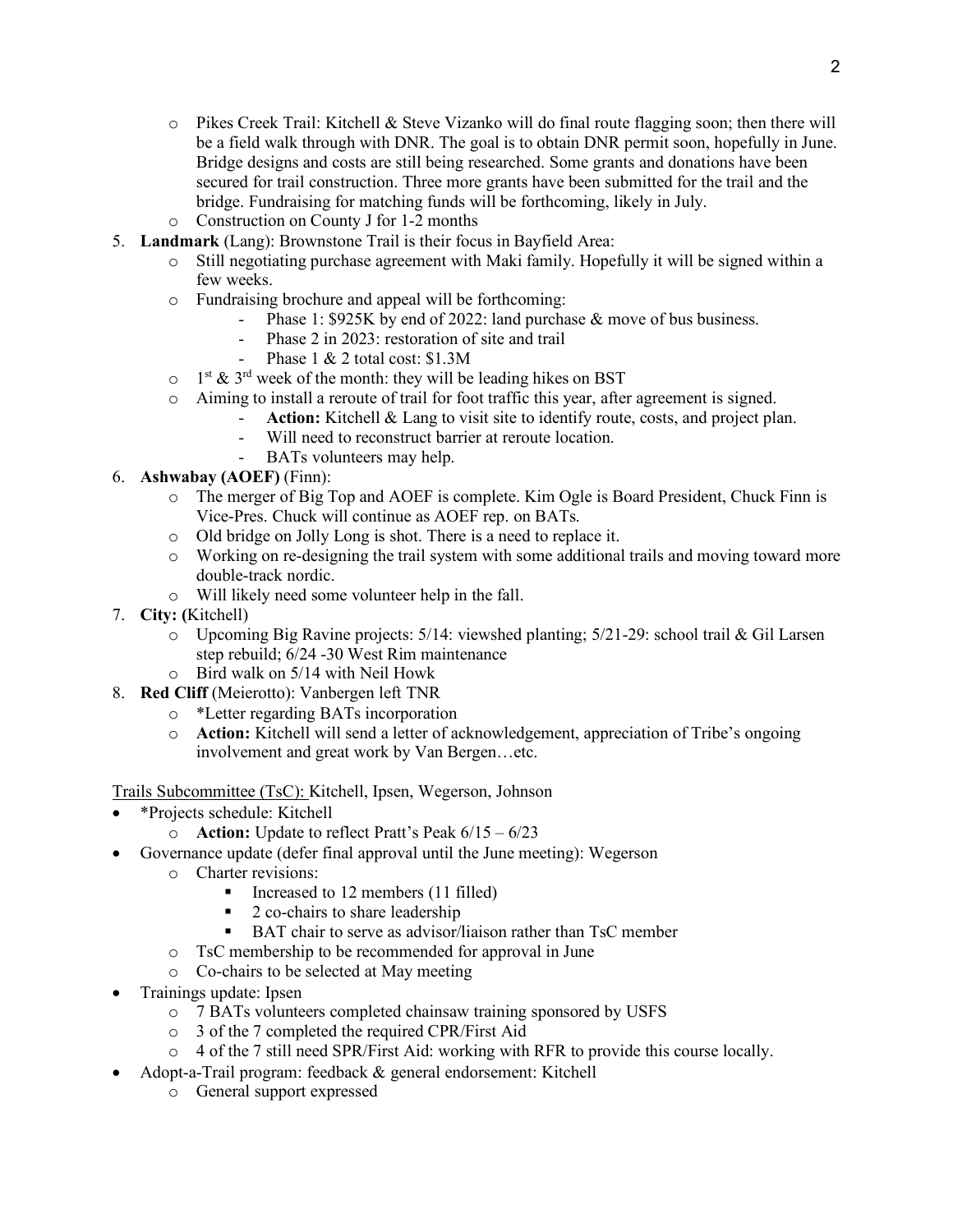- Pikes Creek Trail: Kitchell & Steve Vizanko will do final route flagging soon; then there will be a field walk through with DNR. The goal is to obtain DNR permit soon, hopefully in June. Bridge designs and costs are still being researched. Some grants and donations have been secured for trail construction. Three more grants have been submitted for the trail and the bridge. Fundraising for matching funds will be forthcoming, likely in July.
- Construction on County J for 1-2 months

5. **Landmark** (Lang): Brownstone Trail is their focus in Bayfield Area:
   - Still negotiating purchase agreement with Maki family. Hopefully it will be signed within a few weeks.
   - Fundraising brochure and appeal will be forthcoming:
     - Phase 1: $925K by end of 2022: land purchase & move of bus business.
     - Phase 2 in 2023: restoration of site and trail
     - Phase 1 & 2 total cost: $1.3M
   - 1st & 3rd week of the month: they will be leading hikes on BST
   - Aiming to install a reroute of trail for foot traffic this year, after agreement is signed.
     - **Action:** Kitchell & Lang to visit site to identify route, costs, and project plan.
     - Will need to reconstruct barrier at reroute location.
     - BATs volunteers may help.
6. **Ashwabay (AOEF)** (Finn):
   - The merger of Big Top and AOEF is complete. Kim Ogle is Board President, Chuck Finn is Vice-Pres. Chuck will continue as AOEF rep. on BATs.
   - Old bridge on Jolly Long is shot. There is a need to replace it.
   - Working on re-designing the trail system with some additional trails and moving toward more double-track nordic.
   - Will likely need some volunteer help in the fall.
7. **City: (**Kitchell)
   - Upcoming Big Ravine projects: 5/14: viewshed planting; 5/21-29: school trail & Gil Larsen step rebuild; 6/24 -30 West Rim maintenance
   - Bird walk on 5/14 with Neil Howk
8. **Red Cliff** (Meierotto): Vanbergen left TNR
   - *Letter regarding BATs incorporation
   - **Action:** Kitchell will send a letter of acknowledgement, appreciation of Tribe's ongoing involvement and great work by Van Bergen…etc.

Trails Subcommittee (TsC): Kitchell, Ipsen, Wegerson, Johnson

- *Projects schedule: Kitchell
  - **Action:** Update to reflect Pratt's Peak 6/15 – 6/23
- Governance update (defer final approval until the June meeting): Wegerson
  - Charter revisions:
    - Increased to 12 members (11 filled)
    - 2 co-chairs to share leadership
    - BAT chair to serve as advisor/liaison rather than TsC member
  - TsC membership to be recommended for approval in June
  - Co-chairs to be selected at May meeting
- Trainings update: Ipsen
  - 7 BATs volunteers completed chainsaw training sponsored by USFS
  - 3 of the 7 completed the required CPR/First Aid
  - 4 of the 7 still need SPR/First Aid: working with RFR to provide this course locally.
- Adopt-a-Trail program: feedback & general endorsement: Kitchell
  - General support expressed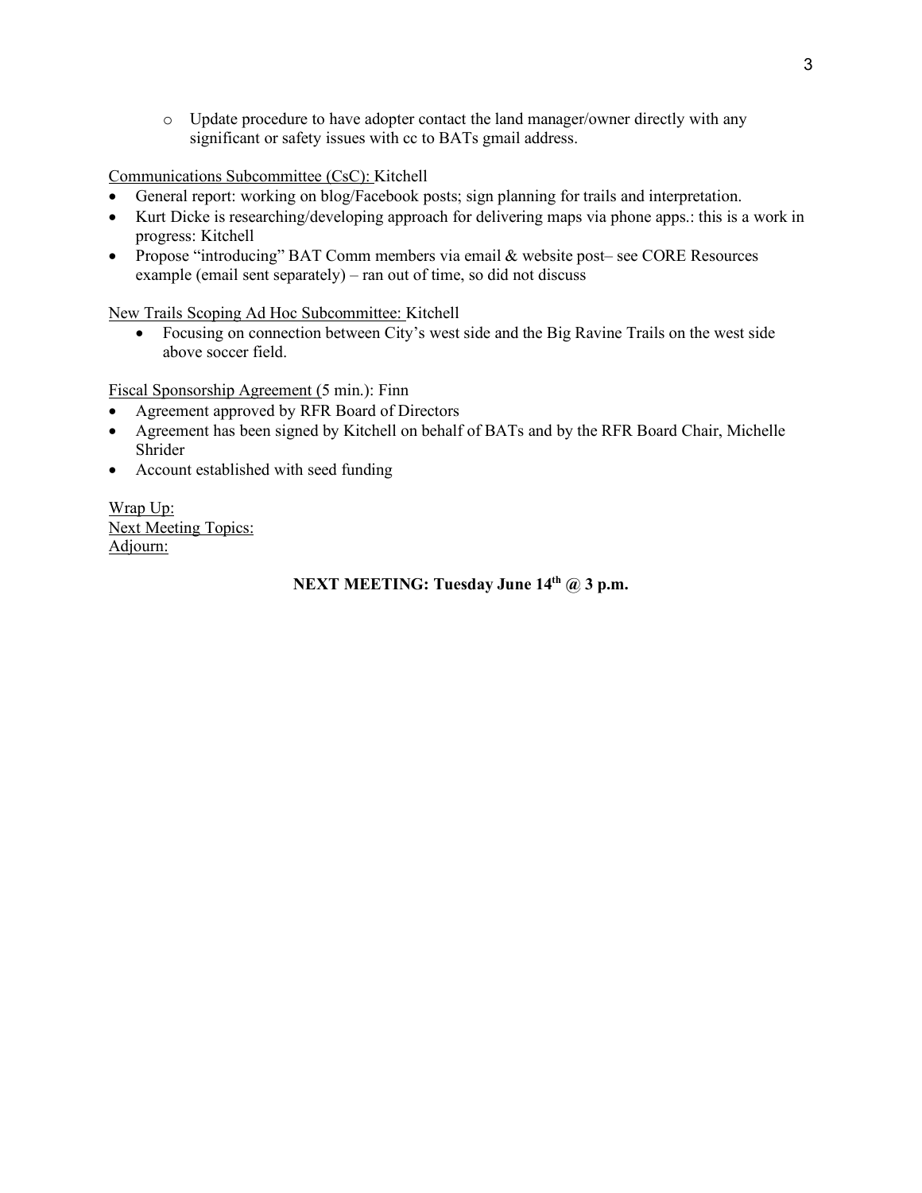- Update procedure to have adopter contact the land manager/owner directly with any significant or safety issues with cc to BATs gmail address.

Communications Subcommittee (CsC): Kitchell

- General report: working on blog/Facebook posts; sign planning for trails and interpretation.
- Kurt Dicke is researching/developing approach for delivering maps via phone apps.: this is a work in progress: Kitchell
- Propose "introducing" BAT Comm members via email & website post– see CORE Resources example (email sent separately) – ran out of time, so did not discuss

New Trails Scoping Ad Hoc Subcommittee: Kitchell

- Focusing on connection between City's west side and the Big Ravine Trails on the west side above soccer field.

Fiscal Sponsorship Agreement (5 min.): Finn

- Agreement approved by RFR Board of Directors
- Agreement has been signed by Kitchell on behalf of BATs and by the RFR Board Chair, Michelle Shrider
- Account established with seed funding

Wrap Up:
Next Meeting Topics:
Adjourn:

**NEXT MEETING: Tuesday June 14th @ 3 p.m.**